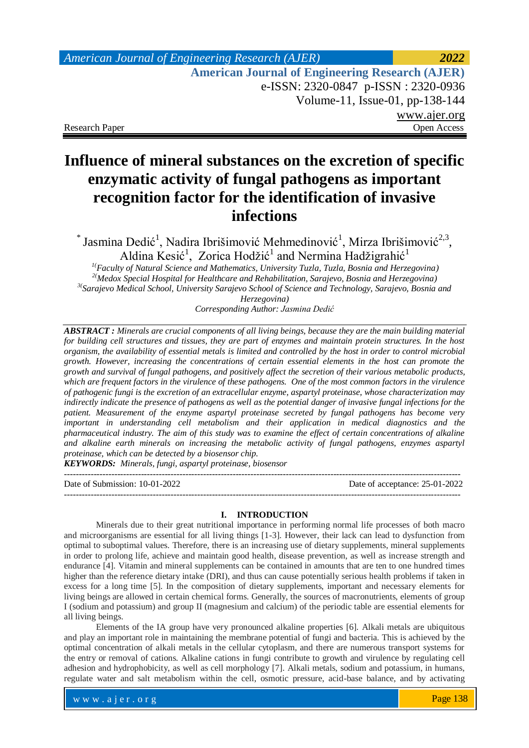Research Paper | Open Access

# Influence of mineral substances on the excretion of specific enzymatic activity of fungal pathogens as important recognition factor for the identification of invasive infections

\* Jasmina Dedić[1], Nadira Ibrišimović Mehmedinović[1], Mirza Ibrišimović[2,3], Aldina Kesić[1], Zorica Hodžić[1] and Nermina Hadžigrahić[1]

[1](*Faculty of Natural Science and Mathematics, University Tuzla, Tuzla, Bosnia and Herzegovina*)
[2](*Medox Special Hospital for Healthcare and Rehabilitation, Sarajevo, Bosnia and Herzegovina*)
[3](*Sarajevo Medical School, University Sarajevo School of Science and Technology, Sarajevo, Bosnia and Herzegovina*)
*Corresponding Author: Jasmina Dedić*

***ABSTRACT :*** *Minerals are crucial components of all living beings, because they are the main building material for building cell structures and tissues, they are part of enzymes and maintain protein structures. In the host organism, the availability of essential metals is limited and controlled by the host in order to control microbial growth. However, increasing the concentrations of certain essential elements in the host can promote the growth and survival of fungal pathogens, and positively affect the secretion of their various metabolic products, which are frequent factors in the virulence of these pathogens. One of the most common factors in the virulence of pathogenic fungi is the excretion of an extracellular enzyme, aspartyl proteinase, whose characterization may indirectly indicate the presence of pathogens as well as the potential danger of invasive fungal infections for the patient. Measurement of the enzyme aspartyl proteinase secreted by fungal pathogens has become very important in understanding cell metabolism and their application in medical diagnostics and the pharmaceutical industry. The aim of this study was to examine the effect of certain concentrations of alkaline and alkaline earth minerals on increasing the metabolic activity of fungal pathogens, enzymes aspartyl proteinase, which can be detected by a biosensor chip.*

***KEYWORDS:*** *Minerals, fungi, aspartyl proteinase, biosensor*

---

Date of Submission: 10-01-2022 | Date of acceptance: 25-01-2022

---

## I. INTRODUCTION

Minerals due to their great nutritional importance in performing normal life processes of both macro and microorganisms are essential for all living things [1-3]. However, their lack can lead to dysfunction from optimal to suboptimal values. Therefore, there is an increasing use of dietary supplements, mineral supplements in order to prolong life, achieve and maintain good health, disease prevention, as well as increase strength and endurance [4]. Vitamin and mineral supplements can be contained in amounts that are ten to one hundred times higher than the reference dietary intake (DRI), and thus can cause potentially serious health problems if taken in excess for a long time [5]. In the composition of dietary supplements, important and necessary elements for living beings are allowed in certain chemical forms. Generally, the sources of macronutrients, elements of group I (sodium and potassium) and group II (magnesium and calcium) of the periodic table are essential elements for all living beings.

Elements of the IA group have very pronounced alkaline properties [6]. Alkali metals are ubiquitous and play an important role in maintaining the membrane potential of fungi and bacteria. This is achieved by the optimal concentration of alkali metals in the cellular cytoplasm, and there are numerous transport systems for the entry or removal of cations. Alkaline cations in fungi contribute to growth and virulence by regulating cell adhesion and hydrophobicity, as well as cell morphology [7]. Alkali metals, sodium and potassium, in humans, regulate water and salt metabolism within the cell, osmotic pressure, acid-base balance, and by activating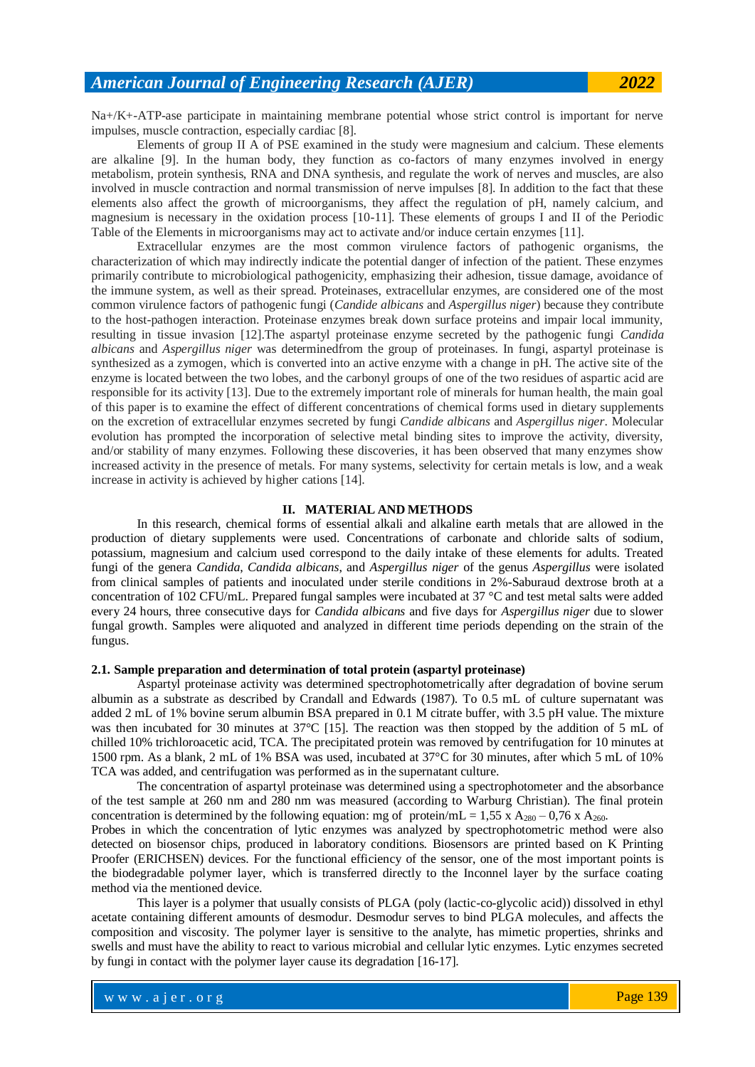Na+/K+-ATP-ase participate in maintaining membrane potential whose strict control is important for nerve impulses, muscle contraction, especially cardiac [8].

Elements of group II A of PSE examined in the study were magnesium and calcium. These elements are alkaline [9]. In the human body, they function as co-factors of many enzymes involved in energy metabolism, protein synthesis, RNA and DNA synthesis, and regulate the work of nerves and muscles, are also involved in muscle contraction and normal transmission of nerve impulses [8]. In addition to the fact that these elements also affect the growth of microorganisms, they affect the regulation of pH, namely calcium, and magnesium is necessary in the oxidation process [10-11]. These elements of groups I and II of the Periodic Table of the Elements in microorganisms may act to activate and/or induce certain enzymes [11].

Extracellular enzymes are the most common virulence factors of pathogenic organisms, the characterization of which may indirectly indicate the potential danger of infection of the patient. These enzymes primarily contribute to microbiological pathogenicity, emphasizing their adhesion, tissue damage, avoidance of the immune system, as well as their spread. Proteinases, extracellular enzymes, are considered one of the most common virulence factors of pathogenic fungi (*Candide albicans* and *Aspergillus niger*) because they contribute to the host-pathogen interaction. Proteinase enzymes break down surface proteins and impair local immunity, resulting in tissue invasion [12].The aspartyl proteinase enzyme secreted by the pathogenic fungi *Candida albicans* and *Aspergillus niger* was determinedfrom the group of proteinases. In fungi, aspartyl proteinase is synthesized as a zymogen, which is converted into an active enzyme with a change in pH. The active site of the enzyme is located between the two lobes, and the carbonyl groups of one of the two residues of aspartic acid are responsible for its activity [13]. Due to the extremely important role of minerals for human health, the main goal of this paper is to examine the effect of different concentrations of chemical forms used in dietary supplements on the excretion of extracellular enzymes secreted by fungi *Candide albicans* and *Aspergillus niger*. Molecular evolution has prompted the incorporation of selective metal binding sites to improve the activity, diversity, and/or stability of many enzymes. Following these discoveries, it has been observed that many enzymes show increased activity in the presence of metals. For many systems, selectivity for certain metals is low, and a weak increase in activity is achieved by higher cations [14].

## II. MATERIAL AND METHODS

In this research, chemical forms of essential alkali and alkaline earth metals that are allowed in the production of dietary supplements were used. Concentrations of carbonate and chloride salts of sodium, potassium, magnesium and calcium used correspond to the daily intake of these elements for adults. Treated fungi of the genera *Candida*, *Candida albicans*, and *Aspergillus niger* of the genus *Aspergillus* were isolated from clinical samples of patients and inoculated under sterile conditions in 2%-Saburaud dextrose broth at a concentration of 102 CFU/mL. Prepared fungal samples were incubated at 37 °C and test metal salts were added every 24 hours, three consecutive days for *Candida albicans* and five days for *Aspergillus niger* due to slower fungal growth. Samples were aliquoted and analyzed in different time periods depending on the strain of the fungus.

### 2.1. Sample preparation and determination of total protein (aspartyl proteinase)

Aspartyl proteinase activity was determined spectrophotometrically after degradation of bovine serum albumin as a substrate as described by Crandall and Edwards (1987). To 0.5 mL of culture supernatant was added 2 mL of 1% bovine serum albumin BSA prepared in 0.1 M citrate buffer, with 3.5 pH value. The mixture was then incubated for 30 minutes at 37°C [15]. The reaction was then stopped by the addition of 5 mL of chilled 10% trichloroacetic acid, TCA. The precipitated protein was removed by centrifugation for 10 minutes at 1500 rpm. As a blank, 2 mL of 1% BSA was used, incubated at 37°C for 30 minutes, after which 5 mL of 10% TCA was added, and centrifugation was performed as in the supernatant culture.

The concentration of aspartyl proteinase was determined using a spectrophotometer and the absorbance of the test sample at 260 nm and 280 nm was measured (according to Warburg Christian). The final protein concentration is determined by the following equation: mg of protein/mL = $1,55 \times A_{280} - 0,76 \times A_{260}$.

Probes in which the concentration of lytic enzymes was analyzed by spectrophotometric method were also detected on biosensor chips, produced in laboratory conditions. Biosensors are printed based on K Printing Proofer (ERICHSEN) devices. For the functional efficiency of the sensor, one of the most important points is the biodegradable polymer layer, which is transferred directly to the Inconnel layer by the surface coating method via the mentioned device.

This layer is a polymer that usually consists of PLGA (poly (lactic-co-glycolic acid)) dissolved in ethyl acetate containing different amounts of desmodur. Desmodur serves to bind PLGA molecules, and affects the composition and viscosity. The polymer layer is sensitive to the analyte, has mimetic properties, shrinks and swells and must have the ability to react to various microbial and cellular lytic enzymes. Lytic enzymes secreted by fungi in contact with the polymer layer cause its degradation [16-17].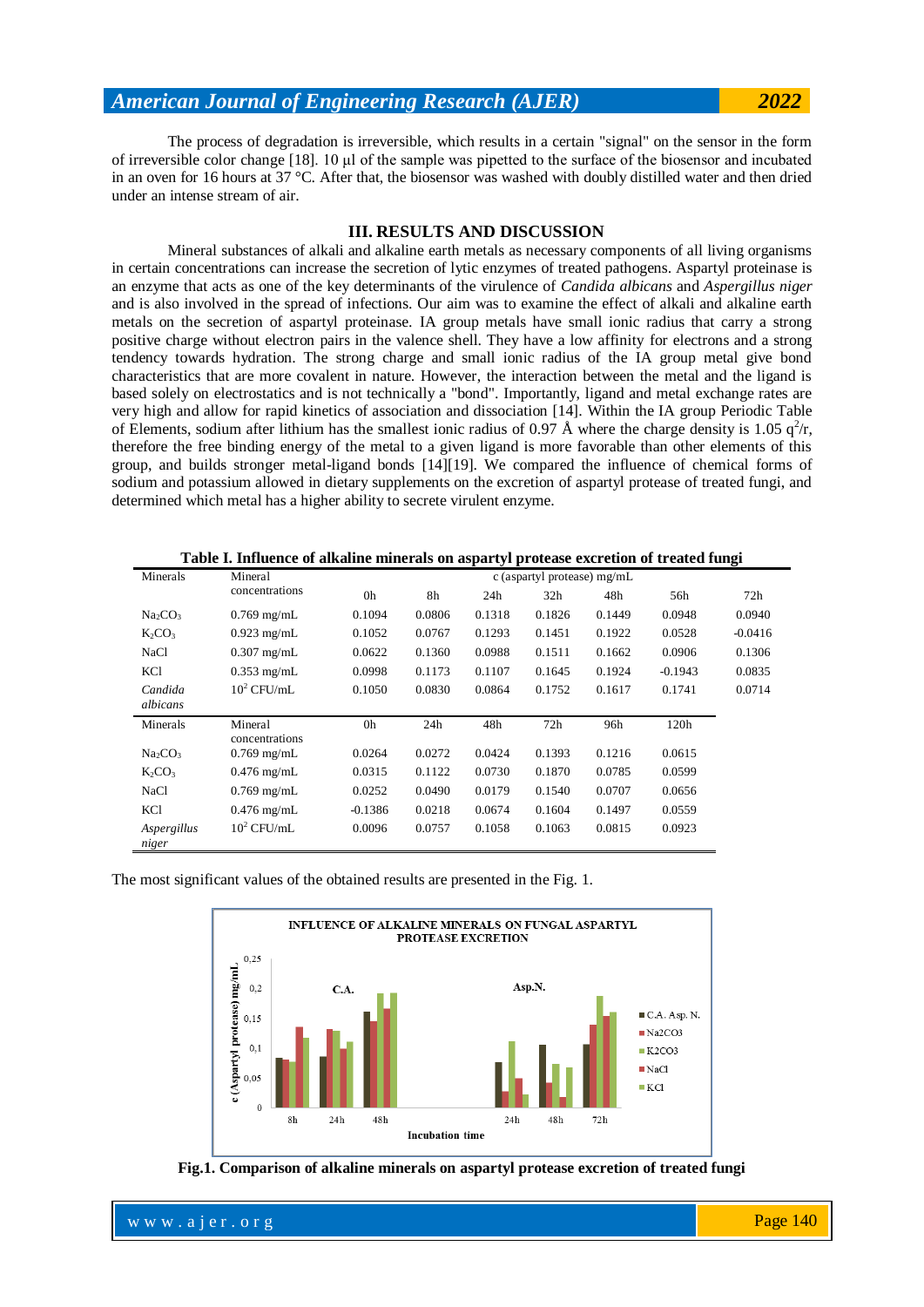The process of degradation is irreversible, which results in a certain "signal" on the sensor in the form of irreversible color change [18]. 10 μl of the sample was pipetted to the surface of the biosensor and incubated in an oven for 16 hours at 37 °C. After that, the biosensor was washed with doubly distilled water and then dried under an intense stream of air.

## III. RESULTS AND DISCUSSION

Mineral substances of alkali and alkaline earth metals as necessary components of all living organisms in certain concentrations can increase the secretion of lytic enzymes of treated pathogens. Aspartyl proteinase is an enzyme that acts as one of the key determinants of the virulence of *Candida albicans* and *Aspergillus niger* and is also involved in the spread of infections. Our aim was to examine the effect of alkali and alkaline earth metals on the secretion of aspartyl proteinase. IA group metals have small ionic radius that carry a strong positive charge without electron pairs in the valence shell. They have a low affinity for electrons and a strong tendency towards hydration. The strong charge and small ionic radius of the IA group metal give bond characteristics that are more covalent in nature. However, the interaction between the metal and the ligand is based solely on electrostatics and is not technically a "bond". Importantly, ligand and metal exchange rates are very high and allow for rapid kinetics of association and dissociation [14]. Within the IA group Periodic Table of Elements, sodium after lithium has the smallest ionic radius of 0.97 Å where the charge density is 1.05 $q^2/r$, therefore the free binding energy of the metal to a given ligand is more favorable than other elements of this group, and builds stronger metal-ligand bonds [14][19]. We compared the influence of chemical forms of sodium and potassium allowed in dietary supplements on the excretion of aspartyl protease of treated fungi, and determined which metal has a higher ability to secrete virulent enzyme.

**Table I. Influence of alkaline minerals on aspartyl protease excretion of treated fungi**

| Minerals | Mineral concentrations | c (aspartyl protease) mg/mL | | | | | | |
|---|---|---|---|---|---|---|---|---|
| | | 0h | 8h | 24h | 32h | 48h | 56h | 72h |
| $Na_2CO_3$ | 0.769 mg/mL | 0.1094 | 0.0806 | 0.1318 | 0.1826 | 0.1449 | 0.0948 | 0.0940 |
| $K_2CO_3$ | 0.923 mg/mL | 0.1052 | 0.0767 | 0.1293 | 0.1451 | 0.1922 | 0.0528 | -0.0416 |
| NaCl | 0.307 mg/mL | 0.0622 | 0.1360 | 0.0988 | 0.1511 | 0.1662 | 0.0906 | 0.1306 |
| KCl | 0.353 mg/mL | 0.0998 | 0.1173 | 0.1107 | 0.1645 | 0.1924 | -0.1943 | 0.0835 |
| *Candida albicans* | $10^2$ CFU/mL | 0.1050 | 0.0830 | 0.0864 | 0.1752 | 0.1617 | 0.1741 | 0.0714 |
| Minerals | Mineral concentrations | 0h | 24h | 48h | 72h | 96h | 120h | |
| $Na_2CO_3$ | 0.769 mg/mL | 0.0264 | 0.0272 | 0.0424 | 0.1393 | 0.1216 | 0.0615 | |
| $K_2CO_3$ | 0.476 mg/mL | 0.0315 | 0.1122 | 0.0730 | 0.1870 | 0.0785 | 0.0599 | |
| NaCl | 0.769 mg/mL | 0.0252 | 0.0490 | 0.0179 | 0.1540 | 0.0707 | 0.0656 | |
| KCl | 0.476 mg/mL | -0.1386 | 0.0218 | 0.0674 | 0.1604 | 0.1497 | 0.0559 | |
| *Aspergillus niger* | $10^2$ CFU/mL | 0.0096 | 0.0757 | 0.1058 | 0.1063 | 0.0815 | 0.0923 | |

The most significant values of the obtained results are presented in the Fig. 1.

**Fig.1. Comparison of alkaline minerals on aspartyl protease excretion of treated fungi**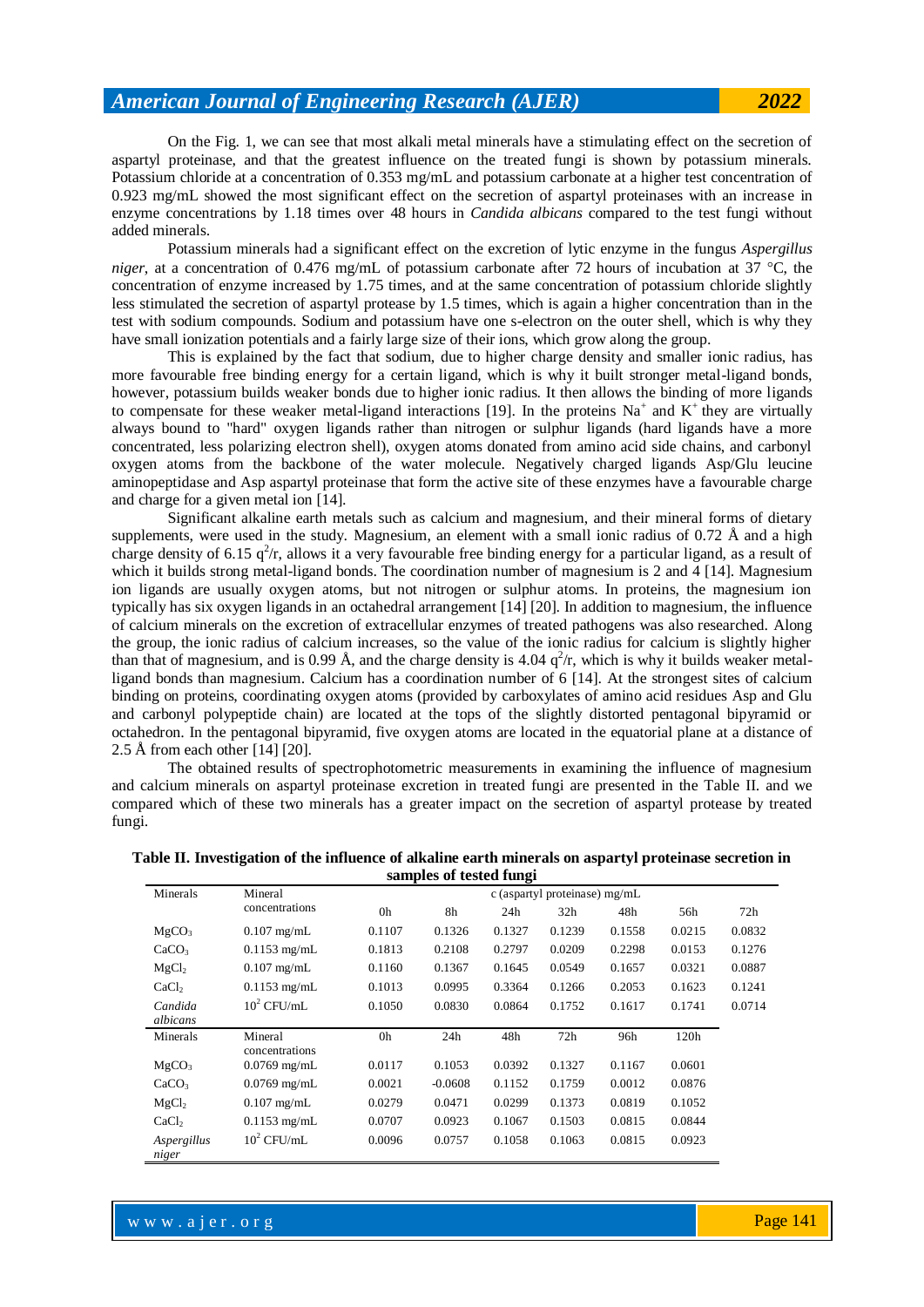On the Fig. 1, we can see that most alkali metal minerals have a stimulating effect on the secretion of aspartyl proteinase, and that the greatest influence on the treated fungi is shown by potassium minerals. Potassium chloride at a concentration of 0.353 mg/mL and potassium carbonate at a higher test concentration of 0.923 mg/mL showed the most significant effect on the secretion of aspartyl proteinases with an increase in enzyme concentrations by 1.18 times over 48 hours in *Candida albicans* compared to the test fungi without added minerals.

Potassium minerals had a significant effect on the excretion of lytic enzyme in the fungus *Aspergillus niger*, at a concentration of 0.476 mg/mL of potassium carbonate after 72 hours of incubation at 37 °C, the concentration of enzyme increased by 1.75 times, and at the same concentration of potassium chloride slightly less stimulated the secretion of aspartyl protease by 1.5 times, which is again a higher concentration than in the test with sodium compounds. Sodium and potassium have one s-electron on the outer shell, which is why they have small ionization potentials and a fairly large size of their ions, which grow along the group.

This is explained by the fact that sodium, due to higher charge density and smaller ionic radius, has more favourable free binding energy for a certain ligand, which is why it built stronger metal-ligand bonds, however, potassium builds weaker bonds due to higher ionic radius. It then allows the binding of more ligands to compensate for these weaker metal-ligand interactions [19]. In the proteins $Na^+$ and $K^+$ they are virtually always bound to "hard" oxygen ligands rather than nitrogen or sulphur ligands (hard ligands have a more concentrated, less polarizing electron shell), oxygen atoms donated from amino acid side chains, and carbonyl oxygen atoms from the backbone of the water molecule. Negatively charged ligands Asp/Glu leucine aminopeptidase and Asp aspartyl proteinase that form the active site of these enzymes have a favourable charge and charge for a given metal ion [14].

Significant alkaline earth metals such as calcium and magnesium, and their mineral forms of dietary supplements, were used in the study. Magnesium, an element with a small ionic radius of 0.72 Å and a high charge density of 6.15 $q^2/r$, allows it a very favourable free binding energy for a particular ligand, as a result of which it builds strong metal-ligand bonds. The coordination number of magnesium is 2 and 4 [14]. Magnesium ion ligands are usually oxygen atoms, but not nitrogen or sulphur atoms. In proteins, the magnesium ion typically has six oxygen ligands in an octahedral arrangement [14] [20]. In addition to magnesium, the influence of calcium minerals on the excretion of extracellular enzymes of treated pathogens was also researched. Along the group, the ionic radius of calcium increases, so the value of the ionic radius for calcium is slightly higher than that of magnesium, and is 0.99 Å, and the charge density is 4.04 $q^2/r$, which is why it builds weaker metal-ligand bonds than magnesium. Calcium has a coordination number of 6 [14]. At the strongest sites of calcium binding on proteins, coordinating oxygen atoms (provided by carboxylates of amino acid residues Asp and Glu and carbonyl polypeptide chain) are located at the tops of the slightly distorted pentagonal bipyramid or octahedron. In the pentagonal bipyramid, five oxygen atoms are located in the equatorial plane at a distance of 2.5 Å from each other [14] [20].

The obtained results of spectrophotometric measurements in examining the influence of magnesium and calcium minerals on aspartyl proteinase excretion in treated fungi are presented in the Table II. and we compared which of these two minerals has a greater impact on the secretion of aspartyl protease by treated fungi.

**Table II. Investigation of the influence of alkaline earth minerals on aspartyl proteinase secretion in samples of tested fungi**

| Minerals | Mineral concentrations | c (aspartyl proteinase) mg/mL | | | | | | |
|---|---|---|---|---|---|---|---|---|
| | | 0h | 8h | 24h | 32h | 48h | 56h | 72h |
| $MgCO_3$ | 0.107 mg/mL | 0.1107 | 0.1326 | 0.1327 | 0.1239 | 0.1558 | 0.0215 | 0.0832 |
| $CaCO_3$ | 0.1153 mg/mL | 0.1813 | 0.2108 | 0.2797 | 0.0209 | 0.2298 | 0.0153 | 0.1276 |
| $MgCl_2$ | 0.107 mg/mL | 0.1160 | 0.1367 | 0.1645 | 0.0549 | 0.1657 | 0.0321 | 0.0887 |
| $CaCl_2$ | 0.1153 mg/mL | 0.1013 | 0.0995 | 0.3364 | 0.1266 | 0.2053 | 0.1623 | 0.1241 |
| *Candida albicans* | $10^2$ CFU/mL | 0.1050 | 0.0830 | 0.0864 | 0.1752 | 0.1617 | 0.1741 | 0.0714 |
| Minerals | Mineral concentrations | 0h | 24h | 48h | 72h | 96h | 120h | |
| $MgCO_3$ | 0.0769 mg/mL | 0.0117 | 0.1053 | 0.0392 | 0.1327 | 0.1167 | 0.0601 | |
| $CaCO_3$ | 0.0769 mg/mL | 0.0021 | -0.0608 | 0.1152 | 0.1759 | 0.0012 | 0.0876 | |
| $MgCl_2$ | 0.107 mg/mL | 0.0279 | 0.0471 | 0.0299 | 0.1373 | 0.0819 | 0.1052 | |
| $CaCl_2$ | 0.1153 mg/mL | 0.0707 | 0.0923 | 0.1067 | 0.1503 | 0.0815 | 0.0844 | |
| *Aspergillus niger* | $10^2$ CFU/mL | 0.0096 | 0.0757 | 0.1058 | 0.1063 | 0.0815 | 0.0923 | |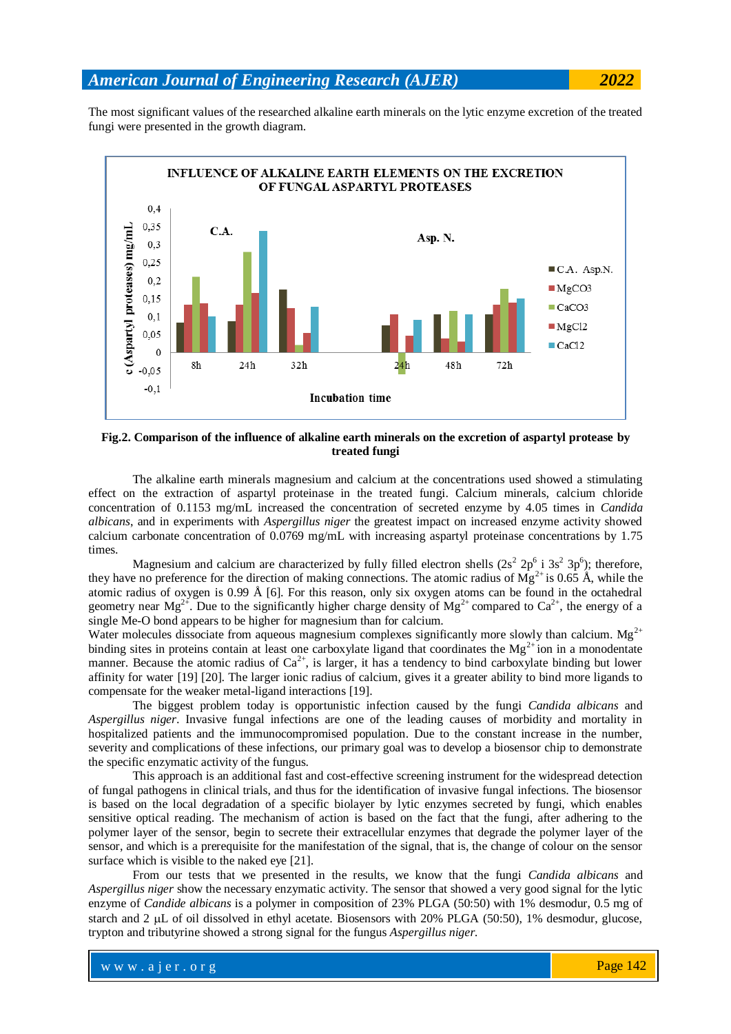The most significant values of the researched alkaline earth minerals on the lytic enzyme excretion of the treated fungi were presented in the growth diagram.

**Fig.2. Comparison of the influence of alkaline earth minerals on the excretion of aspartyl protease by treated fungi**

The alkaline earth minerals magnesium and calcium at the concentrations used showed a stimulating effect on the extraction of aspartyl proteinase in the treated fungi. Calcium minerals, calcium chloride concentration of 0.1153 mg/mL increased the concentration of secreted enzyme by 4.05 times in *Candida albicans*, and in experiments with *Aspergillus niger* the greatest impact on increased enzyme activity showed calcium carbonate concentration of 0.0769 mg/mL with increasing aspartyl proteinase concentrations by 1.75 times.

Magnesium and calcium are characterized by fully filled electron shells ($2s^2$ $2p^6$ i $3s^2$ $3p^6$); therefore, they have no preference for the direction of making connections. The atomic radius of $Mg^{2+}$ is 0.65 Å, while the atomic radius of oxygen is 0.99 Å [6]. For this reason, only six oxygen atoms can be found in the octahedral geometry near $Mg^{2+}$. Due to the significantly higher charge density of $Mg^{2+}$ compared to $Ca^{2+}$, the energy of a single Me-O bond appears to be higher for magnesium than for calcium.

Water molecules dissociate from aqueous magnesium complexes significantly more slowly than calcium. $Mg^{2+}$ binding sites in proteins contain at least one carboxylate ligand that coordinates the $Mg^{2+}$ ion in a monodentate manner. Because the atomic radius of $Ca^{2+}$, is larger, it has a tendency to bind carboxylate binding but lower affinity for water [19] [20]. The larger ionic radius of calcium, gives it a greater ability to bind more ligands to compensate for the weaker metal-ligand interactions [19].

The biggest problem today is opportunistic infection caused by the fungi *Candida albicans* and *Aspergillus niger*. Invasive fungal infections are one of the leading causes of morbidity and mortality in hospitalized patients and the immunocompromised population. Due to the constant increase in the number, severity and complications of these infections, our primary goal was to develop a biosensor chip to demonstrate the specific enzymatic activity of the fungus.

This approach is an additional fast and cost-effective screening instrument for the widespread detection of fungal pathogens in clinical trials, and thus for the identification of invasive fungal infections. The biosensor is based on the local degradation of a specific biolayer by lytic enzymes secreted by fungi, which enables sensitive optical reading. The mechanism of action is based on the fact that the fungi, after adhering to the polymer layer of the sensor, begin to secrete their extracellular enzymes that degrade the polymer layer of the sensor, and which is a prerequisite for the manifestation of the signal, that is, the change of colour on the sensor surface which is visible to the naked eye [21].

From our tests that we presented in the results, we know that the fungi *Candida albicans* and *Aspergillus niger* show the necessary enzymatic activity. The sensor that showed a very good signal for the lytic enzyme of *Candide albicans* is a polymer in composition of 23% PLGA (50:50) with 1% desmodur, 0.5 mg of starch and 2 μL of oil dissolved in ethyl acetate. Biosensors with 20% PLGA (50:50), 1% desmodur, glucose, trypton and tributyrine showed a strong signal for the fungus *Aspergillus niger*.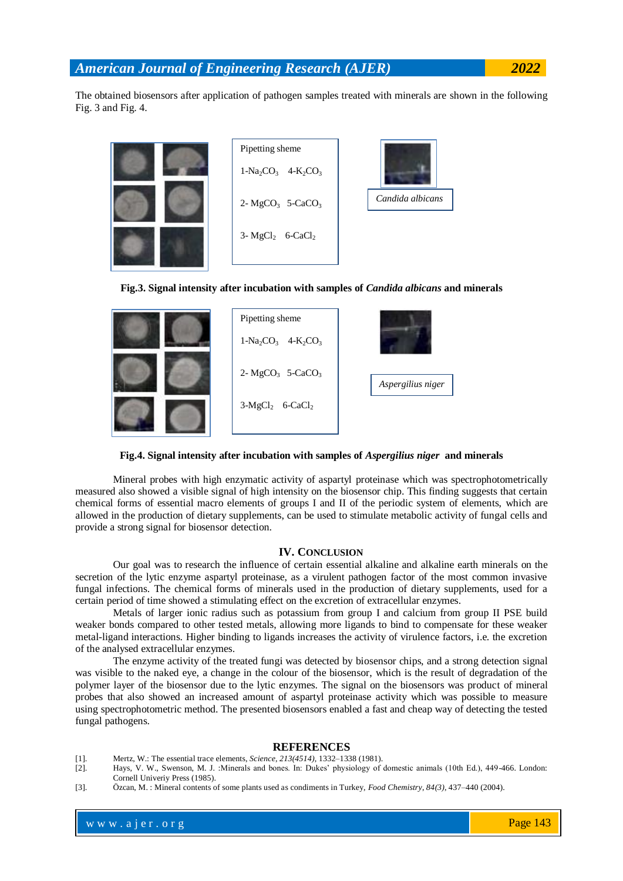The obtained biosensors after application of pathogen samples treated with minerals are shown in the following Fig. 3 and Fig. 4.

Pipetting sheme

1-$Na_2CO_3$ 4-$K_2CO_3$

2- $MgCO_3$ 5-$CaCO_3$

3- $MgCl_2$ 6-$CaCl_2$

*Candida albicans*

**Fig.3. Signal intensity after incubation with samples of *Candida albicans* and minerals**

Pipetting sheme

1-$Na_2CO_3$ 4-$K_2CO_3$

2- $MgCO_3$ 5-$CaCO_3$

3-$MgCl_2$ 6-$CaCl_2$

*Aspergilius niger*

**Fig.4. Signal intensity after incubation with samples of *Aspergilius niger* and minerals**

Mineral probes with high enzymatic activity of aspartyl proteinase which was spectrophotometrically measured also showed a visible signal of high intensity on the biosensor chip. This finding suggests that certain chemical forms of essential macro elements of groups I and II of the periodic system of elements, which are allowed in the production of dietary supplements, can be used to stimulate metabolic activity of fungal cells and provide a strong signal for biosensor detection.

## IV. Conclusion

Our goal was to research the influence of certain essential alkaline and alkaline earth minerals on the secretion of the lytic enzyme aspartyl proteinase, as a virulent pathogen factor of the most common invasive fungal infections. The chemical forms of minerals used in the production of dietary supplements, used for a certain period of time showed a stimulating effect on the excretion of extracellular enzymes.

Metals of larger ionic radius such as potassium from group I and calcium from group II PSE build weaker bonds compared to other tested metals, allowing more ligands to bind to compensate for these weaker metal-ligand interactions. Higher binding to ligands increases the activity of virulence factors, i.e. the excretion of the analysed extracellular enzymes.

The enzyme activity of the treated fungi was detected by biosensor chips, and a strong detection signal was visible to the naked eye, a change in the colour of the biosensor, which is the result of degradation of the polymer layer of the biosensor due to the lytic enzymes. The signal on the biosensors was product of mineral probes that also showed an increased amount of aspartyl proteinase activity which was possible to measure using spectrophotometric method. The presented biosensors enabled a fast and cheap way of detecting the tested fungal pathogens.

## REFERENCES

[1]. Mertz, W.: The essential trace elements, *Science, 213(4514)*, 1332–1338 (1981).

[2]. Hays, V. W., Swenson, M. J. :Minerals and bones. In: Dukes' physiology of domestic animals (10th Ed.), 449-466. London: Cornell Univeriy Press (1985).

[3]. Özcan, M. : Mineral contents of some plants used as condiments in Turkey, *Food Chemistry, 84(3)*, 437–440 (2004).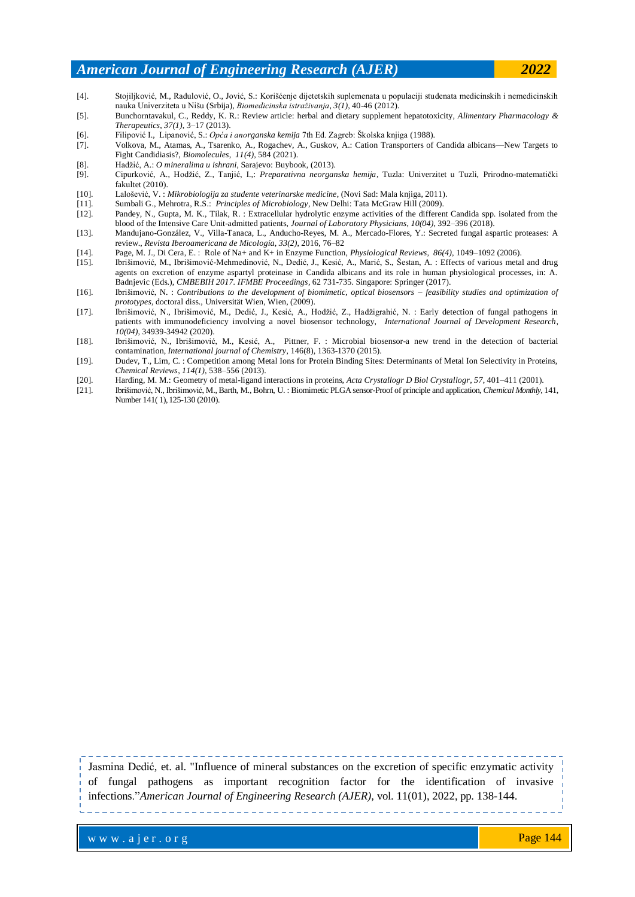[4]. Stojiljković, M., Radulović, O., Jović, S.: Korišćenje dijetetskih suplemenata u populaciji studenata medicinskih i nemedicinskih nauka Univerziteta u Nišu (Srbija), *Biomedicinska istraživanja*, *3(1)*, 40-46 (2012).

[5]. Bunchorntavakul, C., Reddy, K. R.: Review article: herbal and dietary supplement hepatotoxicity, *Alimentary Pharmacology & Therapeutics*, *37(1)*, 3–17 (2013).

[6]. Filipović I., Lipanović, S.: *Opća i anorganska kemija* 7th Ed. Zagreb: Školska knjiga (1988).

[7]. Volkova, M., Atamas, A., Tsarenko, A., Rogachev, A., Guskov, A.: Cation Transporters of Candida albicans—New Targets to Fight Candidiasis?, *Biomolecules*, *11(4)*, 584 (2021).

[8]. Hadžić, A.: *O mineralima u ishrani*, Sarajevo: Buybook, (2013).

[9]. Cipurković, A., Hodžić, Z., Tanjić, I.,: *Preparativna neorganska hemija*, Tuzla: Univerzitet u Tuzli, Prirodno-matematički fakultet (2010).

[10]. Lalošević, V. : *Mikrobiologija za studente veterinarske medicine*, (Novi Sad: Mala knjiga, 2011).

[11]. Sumbali G., Mehrotra, R.S.: *Principles of Microbiology*, New Delhi: Tata McGraw Hill (2009).

[12]. Pandey, N., Gupta, M. K., Tilak, R. : Extracellular hydrolytic enzyme activities of the different Candida spp. isolated from the blood of the Intensive Care Unit-admitted patients, *Journal of Laboratory Physicians*, *10(04)*, 392–396 (2018).

[13]. Mandujano-González, V., Villa-Tanaca, L., Anducho-Reyes, M. A., Mercado-Flores, Y.: Secreted fungal aspartic proteases: A review., *Revista Iberoamericana de Micología*, *33(2)*, 2016, 76–82

[14]. Page, M. J., Di Cera, E. : Role of Na+ and K+ in Enzyme Function, *Physiological Reviews*, *86(4)*, 1049–1092 (2006).

[15]. Ibrišimović, M., Ibrišimović-Mehmedinović, N., Dedić, J., Kesić, A., Marić, S., Šestan, A. : Effects of various metal and drug agents on excretion of enzyme aspartyl proteinase in Candida albicans and its role in human physiological processes, in: A. Badnjevic (Eds.), *CMBEBIH 2017. IFMBE Proceedings*, 62 731-735. Singapore: Springer (2017).

[16]. Ibrišimović, N. : *Contributions to the development of biomimetic, optical biosensors – feasibility studies and optimization of prototypes*, doctoral diss., Universität Wien, Wien, (2009).

[17]. Ibrišimović, N., Ibrišimović, M., Dedić, J., Kesić, A., Hodžić, Z., Hadžigrahić, N. : Early detection of fungal pathogens in patients with immunodeficiency involving a novel biosensor technology, *International Journal of Development Research*, *10(04)*, 34939-34942 (2020).

[18]. Ibrišimović, N., Ibrišimović, M., Kesić, A., Pittner, F. : Microbial biosensor-a new trend in the detection of bacterial contamination, *International journal of Chemistry*, 146(8), 1363-1370 (2015).

[19]. Dudev, T., Lim, C. : Competition among Metal Ions for Protein Binding Sites: Determinants of Metal Ion Selectivity in Proteins, *Chemical Reviews*, *114(1)*, 538–556 (2013).

[20]. Harding, M. M.: Geometry of metal-ligand interactions in proteins, *Acta Crystallogr D Biol Crystallogr*, *57*, 401–411 (2001).

[21]. Ibrišimović, N., Ibrišimović, M., Barth, M., Bohrn, U. : Biomimetic PLGA sensor-Proof of principle and application, *Chemical Monthly*, 141, Number 141( 1), 125-130 (2010).

Jasmina Dedić, et. al. "Influence of mineral substances on the excretion of specific enzymatic activity of fungal pathogens as important recognition factor for the identification of invasive infections."*American Journal of Engineering Research (AJER)*, vol. 11(01), 2022, pp. 138-144.